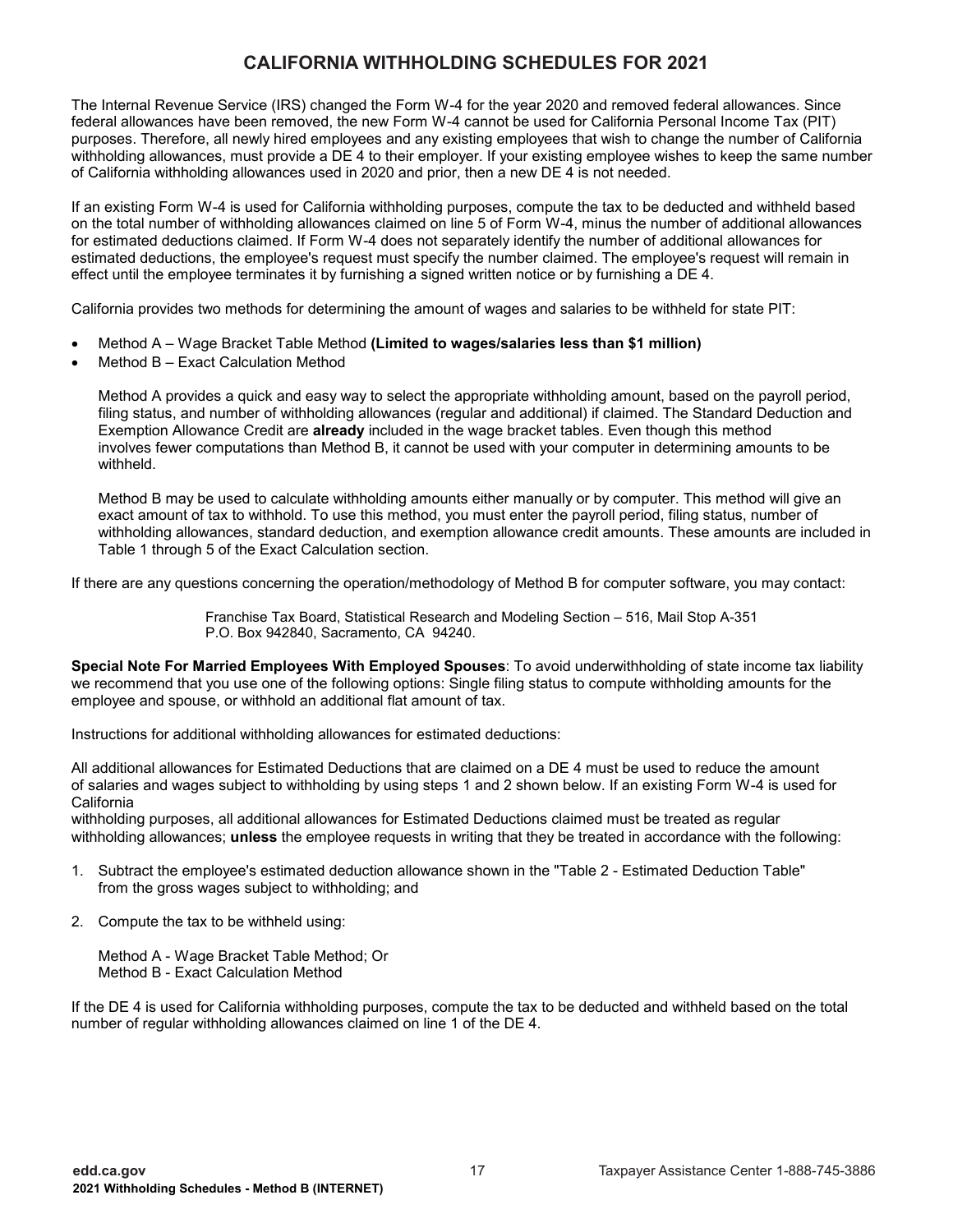# CALIFORNIA WITHHOLDING SCHEDULES FOR 2021

The Internal Revenue Service (IRS) changed the Form W-4 for the year 2020 and removed federal allowances. Since federal allowances have been removed, the new Form W-4 cannot be used for California Personal Income Tax (PIT) purposes. Therefore, all newly hired employees and any existing employees that wish to change the number of California withholding allowances, must provide a DE 4 to their employer. If your existing employee wishes to keep the same number of California withholding allowances used in 2020 and prior, then a new DE 4 is not needed.

If an existing Form W-4 is used for California withholding purposes, compute the tax to be deducted and withheld based on the total number of withholding allowances claimed on line 5 of Form W-4, minus the number of additional allowances for estimated deductions claimed. If Form W-4 does not separately identify the number of additional allowances for estimated deductions, the employee's request must specify the number claimed. The employee's request will remain in effect until the employee terminates it by furnishing a signed written notice or by furnishing a DE 4.

California provides two methods for determining the amount of wages and salaries to be withheld for state PIT:

- Method A – Wage Bracket Table Method **(Limited to wages/salaries less than $1 million)**
- Method B – Exact Calculation Method

Method A provides a quick and easy way to select the appropriate withholding amount, based on the payroll period, filing status, and number of withholding allowances (regular and additional) if claimed. The Standard Deduction and Exemption Allowance Credit are **already** included in the wage bracket tables. Even though this method involves fewer computations than Method B, it cannot be used with your computer in determining amounts to be withheld.

Method B may be used to calculate withholding amounts either manually or by computer. This method will give an exact amount of tax to withhold. To use this method, you must enter the payroll period, filing status, number of withholding allowances, standard deduction, and exemption allowance credit amounts. These amounts are included in Table 1 through 5 of the Exact Calculation section.

If there are any questions concerning the operation/methodology of Method B for computer software, you may contact:

Franchise Tax Board, Statistical Research and Modeling Section – 516, Mail Stop A-351
P.O. Box 942840, Sacramento, CA 94240.

**Special Note For Married Employees With Employed Spouses**: To avoid underwithholding of state income tax liability we recommend that you use one of the following options: Single filing status to compute withholding amounts for the employee and spouse, or withhold an additional flat amount of tax.

Instructions for additional withholding allowances for estimated deductions:

All additional allowances for Estimated Deductions that are claimed on a DE 4 must be used to reduce the amount of salaries and wages subject to withholding by using steps 1 and 2 shown below. If an existing Form W-4 is used for California withholding purposes, all additional allowances for Estimated Deductions claimed must be treated as regular withholding allowances; **unless** the employee requests in writing that they be treated in accordance with the following:

1. Subtract the employee's estimated deduction allowance shown in the "Table 2 - Estimated Deduction Table" from the gross wages subject to withholding; and

2. Compute the tax to be withheld using:

   Method A - Wage Bracket Table Method; Or
   Method B - Exact Calculation Method

If the DE 4 is used for California withholding purposes, compute the tax to be deducted and withheld based on the total number of regular withholding allowances claimed on line 1 of the DE 4.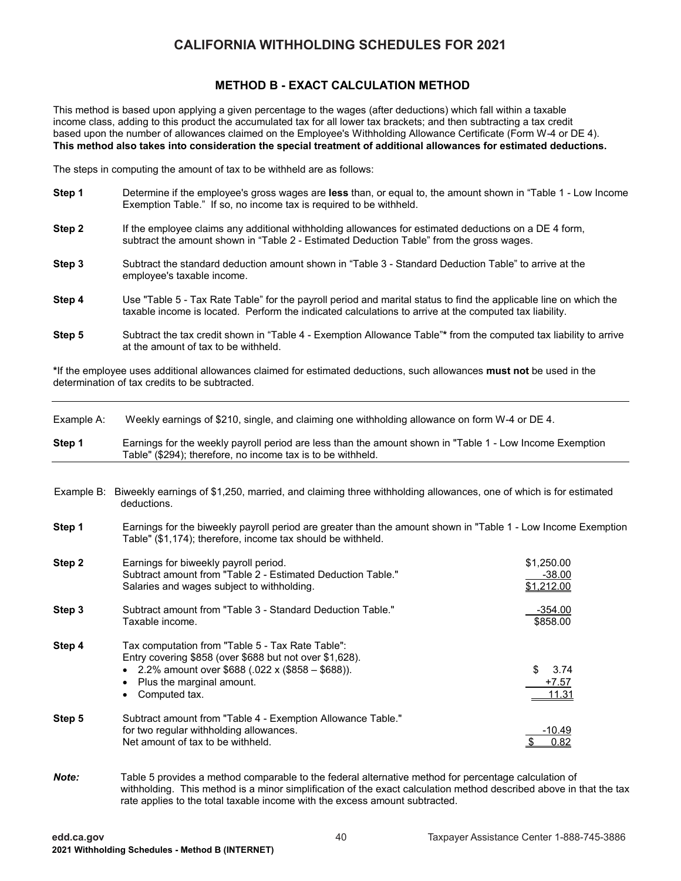# CALIFORNIA WITHHOLDING SCHEDULES FOR 2021

## METHOD B - EXACT CALCULATION METHOD

This method is based upon applying a given percentage to the wages (after deductions) which fall within a taxable income class, adding to this product the accumulated tax for all lower tax brackets; and then subtracting a tax credit based upon the number of allowances claimed on the Employee's Withholding Allowance Certificate (Form W-4 or DE 4). **This method also takes into consideration the special treatment of additional allowances for estimated deductions.**

The steps in computing the amount of tax to be withheld are as follows:

**Step 1** Determine if the employee's gross wages are **less** than, or equal to, the amount shown in "Table 1 - Low Income Exemption Table." If so, no income tax is required to be withheld.

**Step 2** If the employee claims any additional withholding allowances for estimated deductions on a DE 4 form, subtract the amount shown in "Table 2 - Estimated Deduction Table" from the gross wages.

**Step 3** Subtract the standard deduction amount shown in "Table 3 - Standard Deduction Table" to arrive at the employee's taxable income.

**Step 4** Use "Table 5 - Tax Rate Table" for the payroll period and marital status to find the applicable line on which the taxable income is located. Perform the indicated calculations to arrive at the computed tax liability.

**Step 5** Subtract the tax credit shown in "Table 4 - Exemption Allowance Table"* from the computed tax liability to arrive at the amount of tax to be withheld.

*If the employee uses additional allowances claimed for estimated deductions, such allowances **must not** be used in the determination of tax credits to be subtracted.

---

Example A: Weekly earnings of $210, single, and claiming one withholding allowance on form W-4 or DE 4.

**Step 1** Earnings for the weekly payroll period are less than the amount shown in "Table 1 - Low Income Exemption Table" ($294); therefore, no income tax is to be withheld.

---

Example B: Biweekly earnings of $1,250, married, and claiming three withholding allowances, one of which is for estimated deductions.

**Step 1** Earnings for the biweekly payroll period are greater than the amount shown in "Table 1 - Low Income Exemption Table" ($1,174); therefore, income tax should be withheld.

| Step | Description | Amount |
|---|---|---|
| **Step 2** | Earnings for biweekly payroll period. | $1,250.00 |
| | Subtract amount from "Table 2 - Estimated Deduction Table." | -38.00 |
| | Salaries and wages subject to withholding. | $1,212.00 |
| **Step 3** | Subtract amount from "Table 3 - Standard Deduction Table." | -354.00 |
| | Taxable income. | $858.00 |
| **Step 4** | Tax computation from "Table 5 - Tax Rate Table": Entry covering $858 (over $688 but not over $1,628). | |
| | • 2.2% amount over $688 (.022 x ($858 – $688)). | $ 3.74 |
| | • Plus the marginal amount. | +7.57 |
| | • Computed tax. | 11.31 |
| **Step 5** | Subtract amount from "Table 4 - Exemption Allowance Table." for two regular withholding allowances. | -10.49 |
| | Net amount of tax to be withheld. | $ 0.82 |

***Note:*** Table 5 provides a method comparable to the federal alternative method for percentage calculation of withholding. This method is a minor simplification of the exact calculation method described above in that the tax rate applies to the total taxable income with the excess amount subtracted.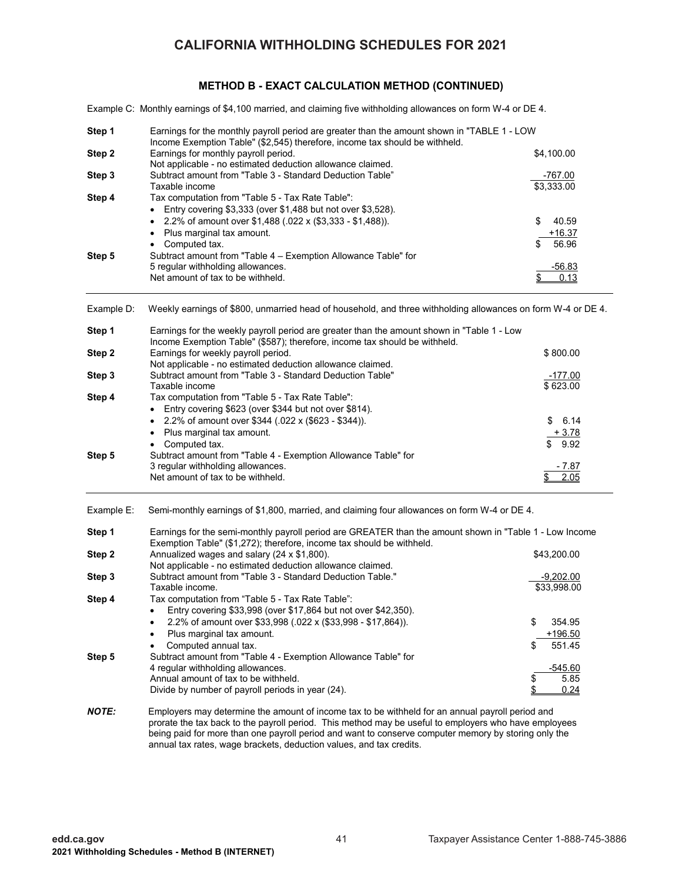# CALIFORNIA WITHHOLDING SCHEDULES FOR 2021

## METHOD B - EXACT CALCULATION METHOD (CONTINUED)

Example C: Monthly earnings of $4,100 married, and claiming five withholding allowances on form W-4 or DE 4.

| | | |
|---|---|---|
| **Step 1** | Earnings for the monthly payroll period are greater than the amount shown in "TABLE 1 - LOW Income Exemption Table" ($2,545) therefore, income tax should be withheld. | |
| **Step 2** | Earnings for monthly payroll period. | $4,100.00 |
| | Not applicable - no estimated deduction allowance claimed. | |
| **Step 3** | Subtract amount from "Table 3 - Standard Deduction Table" | -767.00 |
| | Taxable income | $3,333.00 |
| **Step 4** | Tax computation from "Table 5 - Tax Rate Table": | |
| | • Entry covering $3,333 (over $1,488 but not over $3,528). | |
| | • 2.2% of amount over $1,488 (.022 x ($3,333 - $1,488)). | $ 40.59 |
| | • Plus marginal tax amount. | +16.37 |
| | • Computed tax. | $ 56.96 |
| **Step 5** | Subtract amount from "Table 4 – Exemption Allowance Table" for 5 regular withholding allowances. | -56.83 |
| | Net amount of tax to be withheld. | $ 0.13 |

Example D: Weekly earnings of $800, unmarried head of household, and three withholding allowances on form W-4 or DE 4.

| | | |
|---|---|---|
| **Step 1** | Earnings for the weekly payroll period are greater than the amount shown in "Table 1 - Low Income Exemption Table" ($587); therefore, income tax should be withheld. | |
| **Step 2** | Earnings for weekly payroll period. | $ 800.00 |
| | Not applicable - no estimated deduction allowance claimed. | |
| **Step 3** | Subtract amount from "Table 3 - Standard Deduction Table" | -177.00 |
| | Taxable income | $ 623.00 |
| **Step 4** | Tax computation from "Table 5 - Tax Rate Table": | |
| | • Entry covering $623 (over $344 but not over $814). | |
| | • 2.2% of amount over $344 (.022 x ($623 - $344)). | $ 6.14 |
| | • Plus marginal tax amount. | + 3.78 |
| | • Computed tax. | $ 9.92 |
| **Step 5** | Subtract amount from "Table 4 - Exemption Allowance Table" for 3 regular withholding allowances. | - 7.87 |
| | Net amount of tax to be withheld. | $ 2.05 |

Example E: Semi-monthly earnings of $1,800, married, and claiming four allowances on form W-4 or DE 4.

| | | |
|---|---|---|
| **Step 1** | Earnings for the semi-monthly payroll period are GREATER than the amount shown in "Table 1 - Low Income Exemption Table" ($1,272); therefore, income tax should be withheld. | |
| **Step 2** | Annualized wages and salary (24 x $1,800). | $43,200.00 |
| | Not applicable - no estimated deduction allowance claimed. | |
| **Step 3** | Subtract amount from "Table 3 - Standard Deduction Table." | -9,202.00 |
| | Taxable income. | $33,998.00 |
| **Step 4** | Tax computation from "Table 5 - Tax Rate Table": | |
| | • Entry covering $33,998 (over $17,864 but not over $42,350). | |
| | • 2.2% of amount over $33,998 (.022 x ($33,998 - $17,864)). | $ 354.95 |
| | • Plus marginal tax amount. | +196.50 |
| | • Computed annual tax. | $ 551.45 |
| **Step 5** | Subtract amount from "Table 4 - Exemption Allowance Table" for 4 regular withholding allowances. | -545.60 |
| | Annual amount of tax to be withheld. | $ 5.85 |
| | Divide by number of payroll periods in year (24). | $ 0.24 |

***NOTE:*** Employers may determine the amount of income tax to be withheld for an annual payroll period and prorate the tax back to the payroll period. This method may be useful to employers who have employees being paid for more than one payroll period and want to conserve computer memory by storing only the annual tax rates, wage brackets, deduction values, and tax credits.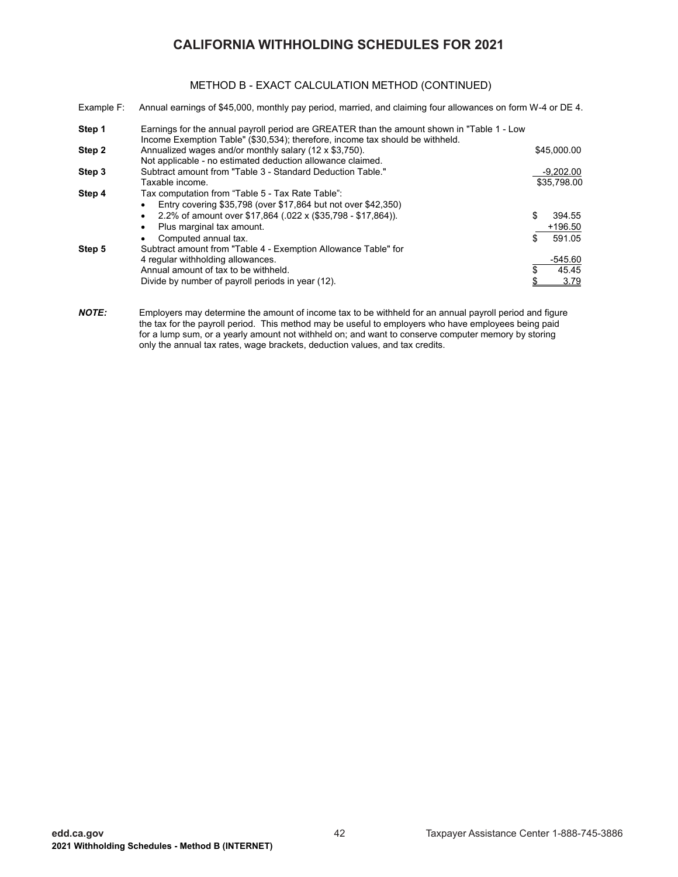# CALIFORNIA WITHHOLDING SCHEDULES FOR 2021

## METHOD B - EXACT CALCULATION METHOD (CONTINUED)

Example F: Annual earnings of $45,000, monthly pay period, married, and claiming four allowances on form W-4 or DE 4.

| | | |
|---|---|---|
| **Step 1** | Earnings for the annual payroll period are GREATER than the amount shown in "Table 1 - Low Income Exemption Table" ($30,534); therefore, income tax should be withheld. | |
| **Step 2** | Annualized wages and/or monthly salary (12 x $3,750). | $45,000.00 |
| | Not applicable - no estimated deduction allowance claimed. | |
| **Step 3** | Subtract amount from "Table 3 - Standard Deduction Table." | -9,202.00 |
| | Taxable income. | $35,798.00 |
| **Step 4** | Tax computation from "Table 5 - Tax Rate Table": | |
| | • Entry covering $35,798 (over $17,864 but not over $42,350) | |
| | • 2.2% of amount over $17,864 (.022 x ($35,798 - $17,864)). | $ 394.55 |
| | • Plus marginal tax amount. | +196.50 |
| | • Computed annual tax. | $ 591.05 |
| **Step 5** | Subtract amount from "Table 4 - Exemption Allowance Table" for 4 regular withholding allowances. | -545.60 |
| | Annual amount of tax to be withheld. | $ 45.45 |
| | Divide by number of payroll periods in year (12). | $ 3.79 |

***NOTE:*** Employers may determine the amount of income tax to be withheld for an annual payroll period and figure the tax for the payroll period. This method may be useful to employers who have employees being paid for a lump sum, or a yearly amount not withheld on; and want to conserve computer memory by storing only the annual tax rates, wage brackets, deduction values, and tax credits.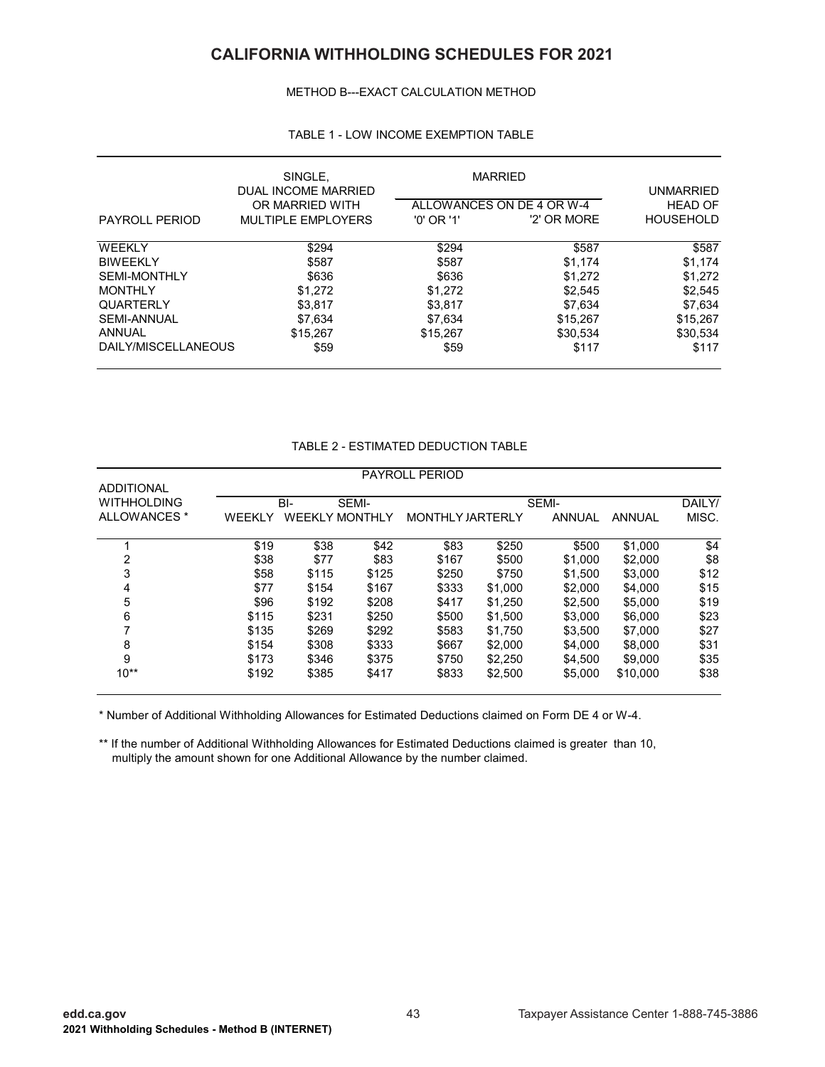# CALIFORNIA WITHHOLDING SCHEDULES FOR 2021

METHOD B---EXACT CALCULATION METHOD

TABLE 1 - LOW INCOME EXEMPTION TABLE

| PAYROLL PERIOD | SINGLE, DUAL INCOME MARRIED OR MARRIED WITH MULTIPLE EMPLOYERS | MARRIED ALLOWANCES ON DE 4 OR W-4 '0' OR '1' | MARRIED ALLOWANCES ON DE 4 OR W-4 '2' OR MORE | UNMARRIED HEAD OF HOUSEHOLD |
|---|---|---|---|---|
| WEEKLY | $294 | $294 | $587 | $587 |
| BIWEEKLY | $587 | $587 | $1,174 | $1,174 |
| SEMI-MONTHLY | $636 | $636 | $1,272 | $1,272 |
| MONTHLY | $1,272 | $1,272 | $2,545 | $2,545 |
| QUARTERLY | $3,817 | $3,817 | $7,634 | $7,634 |
| SEMI-ANNUAL | $7,634 | $7,634 | $15,267 | $15,267 |
| ANNUAL | $15,267 | $15,267 | $30,534 | $30,534 |
| DAILY/MISCELLANEOUS | $59 | $59 | $117 | $117 |

TABLE 2 - ESTIMATED DEDUCTION TABLE

| ADDITIONAL WITHHOLDING ALLOWANCES * | PAYROLL PERIOD | | | | | | | |
|---|---|---|---|---|---|---|---|---|
| | WEEKLY | BI-WEEKLY | SEMI-MONTHLY | MONTHLY | QUARTERLY | SEMI-ANNUAL | ANNUAL | DAILY/ MISC. |
| 1 | $19 | $38 | $42 | $83 | $250 | $500 | $1,000 | $4 |
| 2 | $38 | $77 | $83 | $167 | $500 | $1,000 | $2,000 | $8 |
| 3 | $58 | $115 | $125 | $250 | $750 | $1,500 | $3,000 | $12 |
| 4 | $77 | $154 | $167 | $333 | $1,000 | $2,000 | $4,000 | $15 |
| 5 | $96 | $192 | $208 | $417 | $1,250 | $2,500 | $5,000 | $19 |
| 6 | $115 | $231 | $250 | $500 | $1,500 | $3,000 | $6,000 | $23 |
| 7 | $135 | $269 | $292 | $583 | $1,750 | $3,500 | $7,000 | $27 |
| 8 | $154 | $308 | $333 | $667 | $2,000 | $4,000 | $8,000 | $31 |
| 9 | $173 | $346 | $375 | $750 | $2,250 | $4,500 | $9,000 | $35 |
| 10** | $192 | $385 | $417 | $833 | $2,500 | $5,000 | $10,000 | $38 |

\* Number of Additional Withholding Allowances for Estimated Deductions claimed on Form DE 4 or W-4.

\*\* If the number of Additional Withholding Allowances for Estimated Deductions claimed is greater than 10, multiply the amount shown for one Additional Allowance by the number claimed.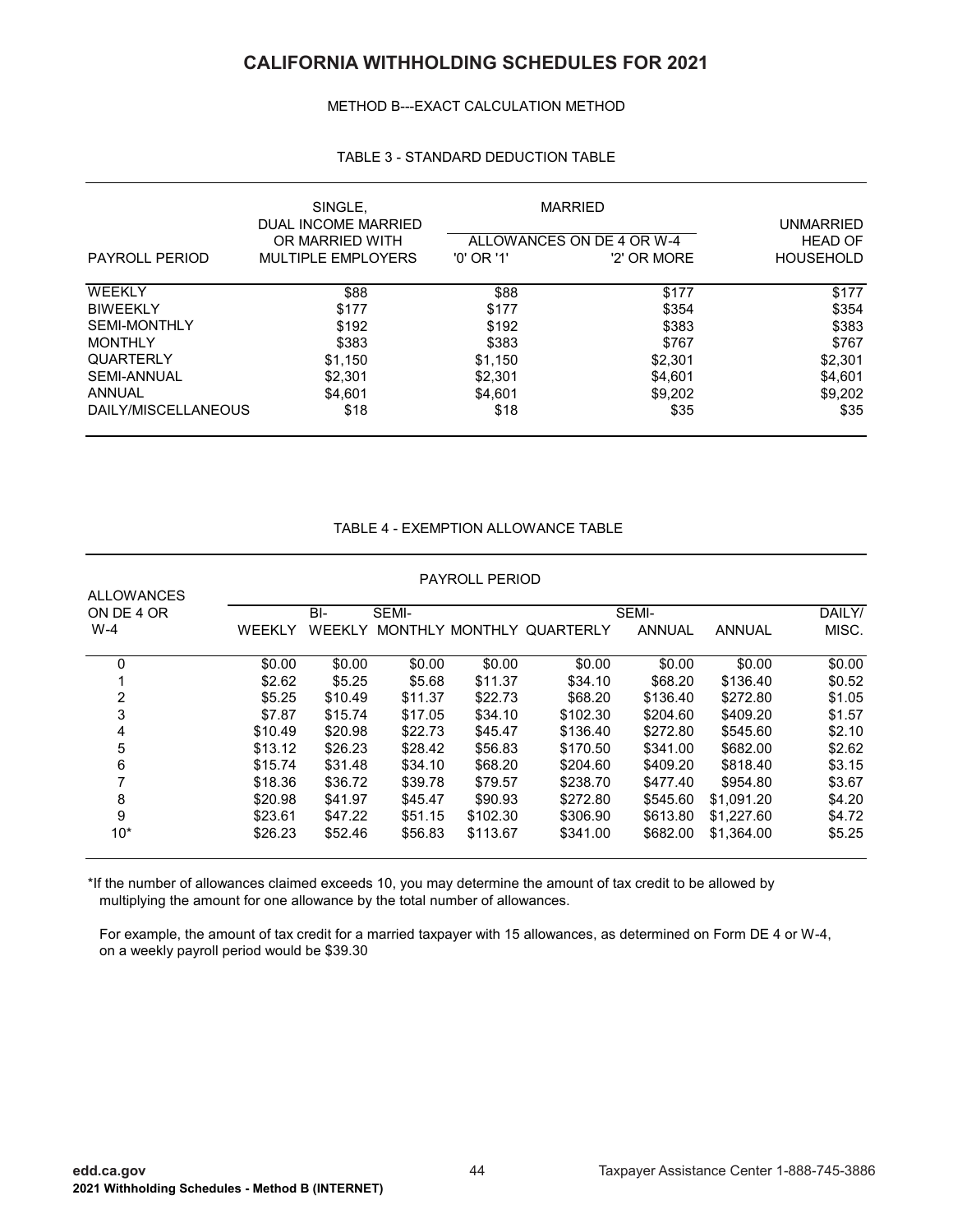# CALIFORNIA WITHHOLDING SCHEDULES FOR 2021

METHOD B---EXACT CALCULATION METHOD

TABLE 3 - STANDARD DEDUCTION TABLE

| PAYROLL PERIOD | SINGLE, DUAL INCOME MARRIED OR MARRIED WITH MULTIPLE EMPLOYERS | MARRIED ALLOWANCES ON DE 4 OR W-4 '0' OR '1' | MARRIED ALLOWANCES ON DE 4 OR W-4 '2' OR MORE | UNMARRIED HEAD OF HOUSEHOLD |
|---|---|---|---|---|
| WEEKLY | $88 | $88 | $177 | $177 |
| BIWEEKLY | $177 | $177 | $354 | $354 |
| SEMI-MONTHLY | $192 | $192 | $383 | $383 |
| MONTHLY | $383 | $383 | $767 | $767 |
| QUARTERLY | $1,150 | $1,150 | $2,301 | $2,301 |
| SEMI-ANNUAL | $2,301 | $2,301 | $4,601 | $4,601 |
| ANNUAL | $4,601 | $4,601 | $9,202 | $9,202 |
| DAILY/MISCELLANEOUS | $18 | $18 | $35 | $35 |

TABLE 4 - EXEMPTION ALLOWANCE TABLE

| ALLOWANCES ON DE 4 OR W-4 | PAYROLL PERIOD WEEKLY | BI-WEEKLY | SEMI-MONTHLY | MONTHLY | QUARTERLY | SEMI-ANNUAL | ANNUAL | DAILY/ MISC. |
|---|---|---|---|---|---|---|---|---|
| 0 | $0.00 | $0.00 | $0.00 | $0.00 | $0.00 | $0.00 | $0.00 | $0.00 |
| 1 | $2.62 | $5.25 | $5.68 | $11.37 | $34.10 | $68.20 | $136.40 | $0.52 |
| 2 | $5.25 | $10.49 | $11.37 | $22.73 | $68.20 | $136.40 | $272.80 | $1.05 |
| 3 | $7.87 | $15.74 | $17.05 | $34.10 | $102.30 | $204.60 | $409.20 | $1.57 |
| 4 | $10.49 | $20.98 | $22.73 | $45.47 | $136.40 | $272.80 | $545.60 | $2.10 |
| 5 | $13.12 | $26.23 | $28.42 | $56.83 | $170.50 | $341.00 | $682.00 | $2.62 |
| 6 | $15.74 | $31.48 | $34.10 | $68.20 | $204.60 | $409.20 | $818.40 | $3.15 |
| 7 | $18.36 | $36.72 | $39.78 | $79.57 | $238.70 | $477.40 | $954.80 | $3.67 |
| 8 | $20.98 | $41.97 | $45.47 | $90.93 | $272.80 | $545.60 | $1,091.20 | $4.20 |
| 9 | $23.61 | $47.22 | $51.15 | $102.30 | $306.90 | $613.80 | $1,227.60 | $4.72 |
| 10* | $26.23 | $52.46 | $56.83 | $113.67 | $341.00 | $682.00 | $1,364.00 | $5.25 |

*If the number of allowances claimed exceeds 10, you may determine the amount of tax credit to be allowed by multiplying the amount for one allowance by the total number of allowances.

For example, the amount of tax credit for a married taxpayer with 15 allowances, as determined on Form DE 4 or W-4, on a weekly payroll period would be $39.30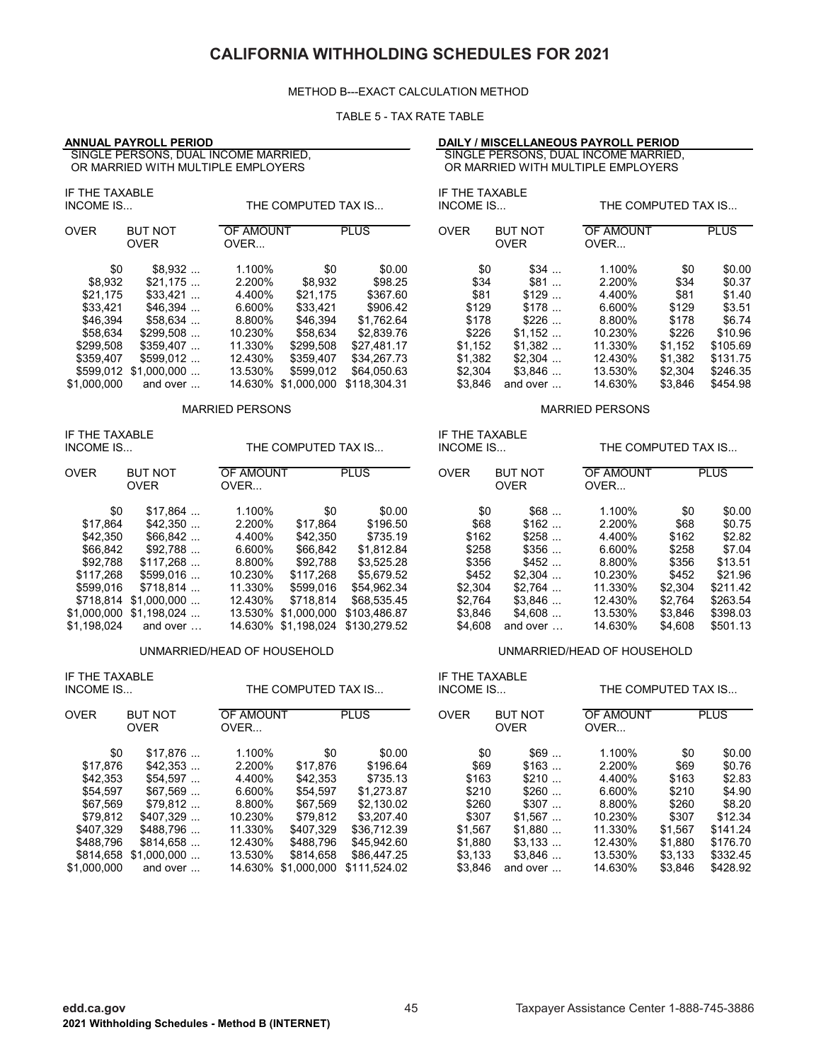# CALIFORNIA WITHHOLDING SCHEDULES FOR 2021

METHOD B---EXACT CALCULATION METHOD

TABLE 5 - TAX RATE TABLE

## ANNUAL PAYROLL PERIOD

### SINGLE PERSONS, DUAL INCOME MARRIED, OR MARRIED WITH MULTIPLE EMPLOYERS

| IF THE TAXABLE INCOME IS... | | THE COMPUTED TAX IS... | | |
|---|---|---|---|---|
| OVER | BUT NOT OVER | OF AMOUNT OVER... | | PLUS |
| $0 | $8,932 ... | 1.100% | $0 | $0.00 |
| $8,932 | $21,175 ... | 2.200% | $8,932 | $98.25 |
| $21,175 | $33,421 ... | 4.400% | $21,175 | $367.60 |
| $33,421 | $46,394 ... | 6.600% | $33,421 | $906.42 |
| $46,394 | $58,634 ... | 8.800% | $46,394 | $1,762.64 |
| $58,634 | $299,508 ... | 10.230% | $58,634 | $2,839.76 |
| $299,508 | $359,407 ... | 11.330% | $299,508 | $27,481.17 |
| $359,407 | $599,012 ... | 12.430% | $359,407 | $34,267.73 |
| $599,012 | $1,000,000 ... | 13.530% | $599,012 | $64,050.63 |
| $1,000,000 | and over ... | 14.630% | $1,000,000 | $118,304.31 |

### MARRIED PERSONS

| IF THE TAXABLE INCOME IS... | | THE COMPUTED TAX IS... | | |
|---|---|---|---|---|
| OVER | BUT NOT OVER | OF AMOUNT OVER... | | PLUS |
| $0 | $17,864 ... | 1.100% | $0 | $0.00 |
| $17,864 | $42,350 ... | 2.200% | $17,864 | $196.50 |
| $42,350 | $66,842 ... | 4.400% | $42,350 | $735.19 |
| $66,842 | $92,788 ... | 6.600% | $66,842 | $1,812.84 |
| $92,788 | $117,268 ... | 8.800% | $92,788 | $3,525.28 |
| $117,268 | $599,016 ... | 10.230% | $117,268 | $5,679.52 |
| $599,016 | $718,814 ... | 11.330% | $599,016 | $54,962.34 |
| $718,814 | $1,000,000 ... | 12.430% | $718,814 | $68,535.45 |
| $1,000,000 | $1,198,024 ... | 13.530% | $1,000,000 | $103,486.87 |
| $1,198,024 | and over … | 14.630% | $1,198,024 | $130,279.52 |

### UNMARRIED/HEAD OF HOUSEHOLD

| IF THE TAXABLE INCOME IS... | | THE COMPUTED TAX IS... | | |
|---|---|---|---|---|
| OVER | BUT NOT OVER | OF AMOUNT OVER... | | PLUS |
| $0 | $17,876 ... | 1.100% | $0 | $0.00 |
| $17,876 | $42,353 ... | 2.200% | $17,876 | $196.64 |
| $42,353 | $54,597 ... | 4.400% | $42,353 | $735.13 |
| $54,597 | $67,569 ... | 6.600% | $54,597 | $1,273.87 |
| $67,569 | $79,812 ... | 8.800% | $67,569 | $2,130.02 |
| $79,812 | $407,329 ... | 10.230% | $79,812 | $3,207.40 |
| $407,329 | $488,796 ... | 11.330% | $407,329 | $36,712.39 |
| $488,796 | $814,658 ... | 12.430% | $488,796 | $45,942.60 |
| $814,658 | $1,000,000 ... | 13.530% | $814,658 | $86,447.25 |
| $1,000,000 | and over ... | 14.630% | $1,000,000 | $111,524.02 |

## DAILY / MISCELLANEOUS PAYROLL PERIOD

### SINGLE PERSONS, DUAL INCOME MARRIED, OR MARRIED WITH MULTIPLE EMPLOYERS

| IF THE TAXABLE INCOME IS... | | THE COMPUTED TAX IS... | | |
|---|---|---|---|---|
| OVER | BUT NOT OVER | OF AMOUNT OVER... | | PLUS |
| $0 | $34 ... | 1.100% | $0 | $0.00 |
| $34 | $81 ... | 2.200% | $34 | $0.37 |
| $81 | $129 ... | 4.400% | $81 | $1.40 |
| $129 | $178 ... | 6.600% | $129 | $3.51 |
| $178 | $226 ... | 8.800% | $178 | $6.74 |
| $226 | $1,152 ... | 10.230% | $226 | $10.96 |
| $1,152 | $1,382 ... | 11.330% | $1,152 | $105.69 |
| $1,382 | $2,304 ... | 12.430% | $1,382 | $131.75 |
| $2,304 | $3,846 ... | 13.530% | $2,304 | $246.35 |
| $3,846 | and over ... | 14.630% | $3,846 | $454.98 |

### MARRIED PERSONS

| IF THE TAXABLE INCOME IS... | | THE COMPUTED TAX IS... | | |
|---|---|---|---|---|
| OVER | BUT NOT OVER | OF AMOUNT OVER... | | PLUS |
| $0 | $68 ... | 1.100% | $0 | $0.00 |
| $68 | $162 ... | 2.200% | $68 | $0.75 |
| $162 | $258 ... | 4.400% | $162 | $2.82 |
| $258 | $356 ... | 6.600% | $258 | $7.04 |
| $356 | $452 ... | 8.800% | $356 | $13.51 |
| $452 | $2,304 ... | 10.230% | $452 | $21.96 |
| $2,304 | $2,764 ... | 11.330% | $2,304 | $211.42 |
| $2,764 | $3,846 ... | 12.430% | $2,764 | $263.54 |
| $3,846 | $4,608 ... | 13.530% | $3,846 | $398.03 |
| $4,608 | and over … | 14.630% | $4,608 | $501.13 |

### UNMARRIED/HEAD OF HOUSEHOLD

| IF THE TAXABLE INCOME IS... | | THE COMPUTED TAX IS... | | |
|---|---|---|---|---|
| OVER | BUT NOT OVER | OF AMOUNT OVER... | | PLUS |
| $0 | $69 ... | 1.100% | $0 | $0.00 |
| $69 | $163 ... | 2.200% | $69 | $0.76 |
| $163 | $210 ... | 4.400% | $163 | $2.83 |
| $210 | $260 ... | 6.600% | $210 | $4.90 |
| $260 | $307 ... | 8.800% | $260 | $8.20 |
| $307 | $1,567 ... | 10.230% | $307 | $12.34 |
| $1,567 | $1,880 ... | 11.330% | $1,567 | $141.24 |
| $1,880 | $3,133 ... | 12.430% | $1,880 | $176.70 |
| $3,133 | $3,846 ... | 13.530% | $3,133 | $332.45 |
| $3,846 | and over ... | 14.630% | $3,846 | $428.92 |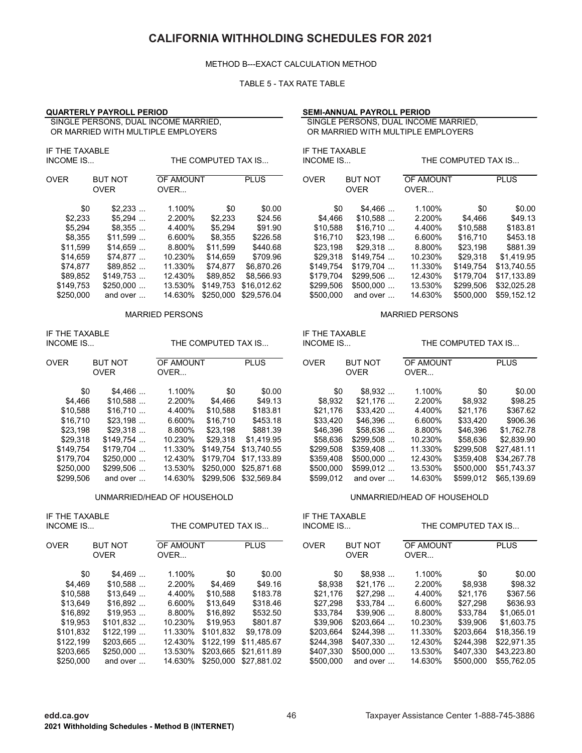# CALIFORNIA WITHHOLDING SCHEDULES FOR 2021

METHOD B---EXACT CALCULATION METHOD

TABLE 5 - TAX RATE TABLE

## QUARTERLY PAYROLL PERIOD

SINGLE PERSONS, DUAL INCOME MARRIED, OR MARRIED WITH MULTIPLE EMPLOYERS

| IF THE TAXABLE INCOME IS... | | THE COMPUTED TAX IS... | | |
|---|---|---|---|---|
| OVER | BUT NOT OVER | OF AMOUNT OVER... | | PLUS |
| $0 | $2,233 ... | 1.100% | $0 | $0.00 |
| $2,233 | $5,294 ... | 2.200% | $2,233 | $24.56 |
| $5,294 | $8,355 ... | 4.400% | $5,294 | $91.90 |
| $8,355 | $11,599 ... | 6.600% | $8,355 | $226.58 |
| $11,599 | $14,659 ... | 8.800% | $11,599 | $440.68 |
| $14,659 | $74,877 ... | 10.230% | $14,659 | $709.96 |
| $74,877 | $89,852 ... | 11.330% | $74,877 | $6,870.26 |
| $89,852 | $149,753 ... | 12.430% | $89,852 | $8,566.93 |
| $149,753 | $250,000 ... | 13.530% | $149,753 | $16,012.62 |
| $250,000 | and over ... | 14.630% | $250,000 | $29,576.04 |

MARRIED PERSONS

| IF THE TAXABLE INCOME IS... | | THE COMPUTED TAX IS... | | |
|---|---|---|---|---|
| OVER | BUT NOT OVER | OF AMOUNT OVER... | | PLUS |
| $0 | $4,466 ... | 1.100% | $0 | $0.00 |
| $4,466 | $10,588 ... | 2.200% | $4,466 | $49.13 |
| $10,588 | $16,710 ... | 4.400% | $10,588 | $183.81 |
| $16,710 | $23,198 ... | 6.600% | $16,710 | $453.18 |
| $23,198 | $29,318 ... | 8.800% | $23,198 | $881.39 |
| $29,318 | $149,754 ... | 10.230% | $29,318 | $1,419.95 |
| $149,754 | $179,704 ... | 11.330% | $149,754 | $13,740.55 |
| $179,704 | $250,000 ... | 12.430% | $179,704 | $17,133.89 |
| $250,000 | $299,506 ... | 13.530% | $250,000 | $25,871.68 |
| $299,506 | and over ... | 14.630% | $299,506 | $32,569.84 |

UNMARRIED/HEAD OF HOUSEHOLD

| IF THE TAXABLE INCOME IS... | | THE COMPUTED TAX IS... | | |
|---|---|---|---|---|
| OVER | BUT NOT OVER | OF AMOUNT OVER... | | PLUS |
| $0 | $4,469 ... | 1.100% | $0 | $0.00 |
| $4,469 | $10,588 ... | 2.200% | $4,469 | $49.16 |
| $10,588 | $13,649 ... | 4.400% | $10,588 | $183.78 |
| $13,649 | $16,892 ... | 6.600% | $13,649 | $318.46 |
| $16,892 | $19,953 ... | 8.800% | $16,892 | $532.50 |
| $19,953 | $101,832 ... | 10.230% | $19,953 | $801.87 |
| $101,832 | $122,199 ... | 11.330% | $101,832 | $9,178.09 |
| $122,199 | $203,665 ... | 12.430% | $122,199 | $11,485.67 |
| $203,665 | $250,000 ... | 13.530% | $203,665 | $21,611.89 |
| $250,000 | and over ... | 14.630% | $250,000 | $27,881.02 |

## SEMI-ANNUAL PAYROLL PERIOD

SINGLE PERSONS, DUAL INCOME MARRIED, OR MARRIED WITH MULTIPLE EMPLOYERS

| IF THE TAXABLE INCOME IS... | | THE COMPUTED TAX IS... | | |
|---|---|---|---|---|
| OVER | BUT NOT OVER | OF AMOUNT OVER... | | PLUS |
| $0 | $4,466 ... | 1.100% | $0 | $0.00 |
| $4,466 | $10,588 ... | 2.200% | $4,466 | $49.13 |
| $10,588 | $16,710 ... | 4.400% | $10,588 | $183.81 |
| $16,710 | $23,198 ... | 6.600% | $16,710 | $453.18 |
| $23,198 | $29,318 ... | 8.800% | $23,198 | $881.39 |
| $29,318 | $149,754 ... | 10.230% | $29,318 | $1,419.95 |
| $149,754 | $179,704 ... | 11.330% | $149,754 | $13,740.55 |
| $179,704 | $299,506 ... | 12.430% | $179,704 | $17,133.89 |
| $299,506 | $500,000 ... | 13.530% | $299,506 | $32,025.28 |
| $500,000 | and over ... | 14.630% | $500,000 | $59,152.12 |

MARRIED PERSONS

| IF THE TAXABLE INCOME IS... | | THE COMPUTED TAX IS... | | |
|---|---|---|---|---|
| OVER | BUT NOT OVER | OF AMOUNT OVER... | | PLUS |
| $0 | $8,932 ... | 1.100% | $0 | $0.00 |
| $8,932 | $21,176 ... | 2.200% | $8,932 | $98.25 |
| $21,176 | $33,420 ... | 4.400% | $21,176 | $367.62 |
| $33,420 | $46,396 ... | 6.600% | $33,420 | $906.36 |
| $46,396 | $58,636 ... | 8.800% | $46,396 | $1,762.78 |
| $58,636 | $299,508 ... | 10.230% | $58,636 | $2,839.90 |
| $299,508 | $359,408 ... | 11.330% | $299,508 | $27,481.11 |
| $359,408 | $500,000 ... | 12.430% | $359,408 | $34,267.78 |
| $500,000 | $599,012 ... | 13.530% | $500,000 | $51,743.37 |
| $599,012 | and over ... | 14.630% | $599,012 | $65,139.69 |

UNMARRIED/HEAD OF HOUSEHOLD

| IF THE TAXABLE INCOME IS... | | THE COMPUTED TAX IS... | | |
|---|---|---|---|---|
| OVER | BUT NOT OVER | OF AMOUNT OVER... | | PLUS |
| $0 | $8,938 ... | 1.100% | $0 | $0.00 |
| $8,938 | $21,176 ... | 2.200% | $8,938 | $98.32 |
| $21,176 | $27,298 ... | 4.400% | $21,176 | $367.56 |
| $27,298 | $33,784 ... | 6.600% | $27,298 | $636.93 |
| $33,784 | $39,906 ... | 8.800% | $33,784 | $1,065.01 |
| $39,906 | $203,664 ... | 10.230% | $39,906 | $1,603.75 |
| $203,664 | $244,398 ... | 11.330% | $203,664 | $18,356.19 |
| $244,398 | $407,330 ... | 12.430% | $244,398 | $22,971.35 |
| $407,330 | $500,000 ... | 13.530% | $407,330 | $43,223.80 |
| $500,000 | and over ... | 14.630% | $500,000 | $55,762.05 |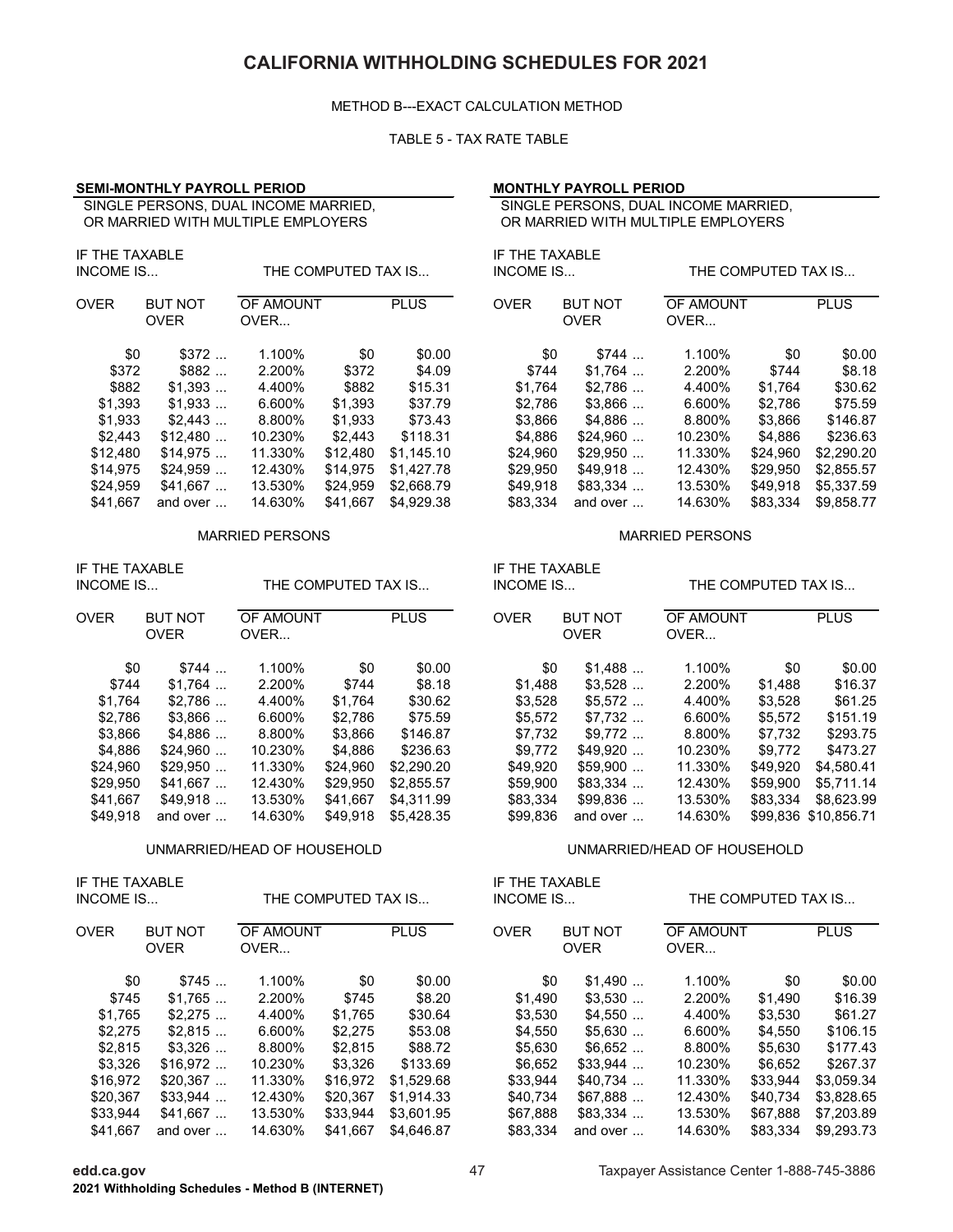# CALIFORNIA WITHHOLDING SCHEDULES FOR 2021

METHOD B---EXACT CALCULATION METHOD

TABLE 5 - TAX RATE TABLE

## SEMI-MONTHLY PAYROLL PERIOD

SINGLE PERSONS, DUAL INCOME MARRIED, OR MARRIED WITH MULTIPLE EMPLOYERS

| IF THE TAXABLE INCOME IS... | | THE COMPUTED TAX IS... | | |
|---|---|---|---|---|
| OVER | BUT NOT OVER | OF AMOUNT OVER... | | PLUS |
| $0 | $372 ... | 1.100% | $0 | $0.00 |
| $372 | $882 ... | 2.200% | $372 | $4.09 |
| $882 | $1,393 ... | 4.400% | $882 | $15.31 |
| $1,393 | $1,933 ... | 6.600% | $1,393 | $37.79 |
| $1,933 | $2,443 ... | 8.800% | $1,933 | $73.43 |
| $2,443 | $12,480 ... | 10.230% | $2,443 | $118.31 |
| $12,480 | $14,975 ... | 11.330% | $12,480 | $1,145.10 |
| $14,975 | $24,959 ... | 12.430% | $14,975 | $1,427.78 |
| $24,959 | $41,667 ... | 13.530% | $24,959 | $2,668.79 |
| $41,667 | and over ... | 14.630% | $41,667 | $4,929.38 |

MARRIED PERSONS

| IF THE TAXABLE INCOME IS... | | THE COMPUTED TAX IS... | | |
|---|---|---|---|---|
| OVER | BUT NOT OVER | OF AMOUNT OVER... | | PLUS |
| $0 | $744 ... | 1.100% | $0 | $0.00 |
| $744 | $1,764 ... | 2.200% | $744 | $8.18 |
| $1,764 | $2,786 ... | 4.400% | $1,764 | $30.62 |
| $2,786 | $3,866 ... | 6.600% | $2,786 | $75.59 |
| $3,866 | $4,886 ... | 8.800% | $3,866 | $146.87 |
| $4,886 | $24,960 ... | 10.230% | $4,886 | $236.63 |
| $24,960 | $29,950 ... | 11.330% | $24,960 | $2,290.20 |
| $29,950 | $41,667 ... | 12.430% | $29,950 | $2,855.57 |
| $41,667 | $49,918 ... | 13.530% | $41,667 | $4,311.99 |
| $49,918 | and over ... | 14.630% | $49,918 | $5,428.35 |

UNMARRIED/HEAD OF HOUSEHOLD

| IF THE TAXABLE INCOME IS... | | THE COMPUTED TAX IS... | | |
|---|---|---|---|---|
| OVER | BUT NOT OVER | OF AMOUNT OVER... | | PLUS |
| $0 | $745 ... | 1.100% | $0 | $0.00 |
| $745 | $1,765 ... | 2.200% | $745 | $8.20 |
| $1,765 | $2,275 ... | 4.400% | $1,765 | $30.64 |
| $2,275 | $2,815 ... | 6.600% | $2,275 | $53.08 |
| $2,815 | $3,326 ... | 8.800% | $2,815 | $88.72 |
| $3,326 | $16,972 ... | 10.230% | $3,326 | $133.69 |
| $16,972 | $20,367 ... | 11.330% | $16,972 | $1,529.68 |
| $20,367 | $33,944 ... | 12.430% | $20,367 | $1,914.33 |
| $33,944 | $41,667 ... | 13.530% | $33,944 | $3,601.95 |
| $41,667 | and over ... | 14.630% | $41,667 | $4,646.87 |

## MONTHLY PAYROLL PERIOD

SINGLE PERSONS, DUAL INCOME MARRIED, OR MARRIED WITH MULTIPLE EMPLOYERS

| IF THE TAXABLE INCOME IS... | | THE COMPUTED TAX IS... | | |
|---|---|---|---|---|
| OVER | BUT NOT OVER | OF AMOUNT OVER... | | PLUS |
| $0 | $744 ... | 1.100% | $0 | $0.00 |
| $744 | $1,764 ... | 2.200% | $744 | $8.18 |
| $1,764 | $2,786 ... | 4.400% | $1,764 | $30.62 |
| $2,786 | $3,866 ... | 6.600% | $2,786 | $75.59 |
| $3,866 | $4,886 ... | 8.800% | $3,866 | $146.87 |
| $4,886 | $24,960 ... | 10.230% | $4,886 | $236.63 |
| $24,960 | $29,950 ... | 11.330% | $24,960 | $2,290.20 |
| $29,950 | $49,918 ... | 12.430% | $29,950 | $2,855.57 |
| $49,918 | $83,334 ... | 13.530% | $49,918 | $5,337.59 |
| $83,334 | and over ... | 14.630% | $83,334 | $9,858.77 |

MARRIED PERSONS

| IF THE TAXABLE INCOME IS... | | THE COMPUTED TAX IS... | | |
|---|---|---|---|---|
| OVER | BUT NOT OVER | OF AMOUNT OVER... | | PLUS |
| $0 | $1,488 ... | 1.100% | $0 | $0.00 |
| $1,488 | $3,528 ... | 2.200% | $1,488 | $16.37 |
| $3,528 | $5,572 ... | 4.400% | $3,528 | $61.25 |
| $5,572 | $7,732 ... | 6.600% | $5,572 | $151.19 |
| $7,732 | $9,772 ... | 8.800% | $7,732 | $293.75 |
| $9,772 | $49,920 ... | 10.230% | $9,772 | $473.27 |
| $49,920 | $59,900 ... | 11.330% | $49,920 | $4,580.41 |
| $59,900 | $83,334 ... | 12.430% | $59,900 | $5,711.14 |
| $83,334 | $99,836 ... | 13.530% | $83,334 | $8,623.99 |
| $99,836 | and over ... | 14.630% | $99,836 | $10,856.71 |

UNMARRIED/HEAD OF HOUSEHOLD

| IF THE TAXABLE INCOME IS... | | THE COMPUTED TAX IS... | | |
|---|---|---|---|---|
| OVER | BUT NOT OVER | OF AMOUNT OVER... | | PLUS |
| $0 | $1,490 ... | 1.100% | $0 | $0.00 |
| $1,490 | $3,530 ... | 2.200% | $1,490 | $16.39 |
| $3,530 | $4,550 ... | 4.400% | $3,530 | $61.27 |
| $4,550 | $5,630 ... | 6.600% | $4,550 | $106.15 |
| $5,630 | $6,652 ... | 8.800% | $5,630 | $177.43 |
| $6,652 | $33,944 ... | 10.230% | $6,652 | $267.37 |
| $33,944 | $40,734 ... | 11.330% | $33,944 | $3,059.34 |
| $40,734 | $67,888 ... | 12.430% | $40,734 | $3,828.65 |
| $67,888 | $83,334 ... | 13.530% | $67,888 | $7,203.89 |
| $83,334 | and over ... | 14.630% | $83,334 | $9,293.73 |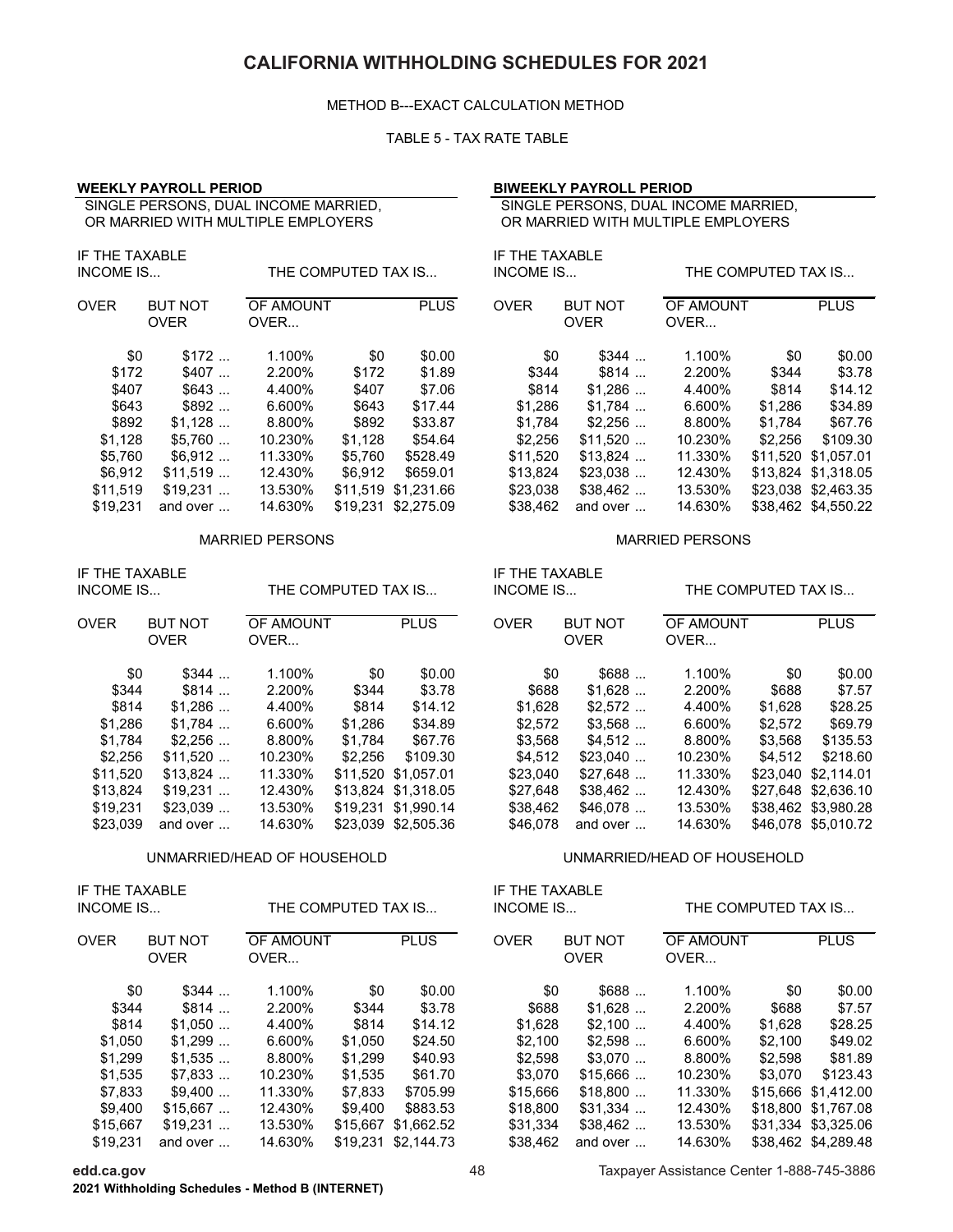# CALIFORNIA WITHHOLDING SCHEDULES FOR 2021

METHOD B---EXACT CALCULATION METHOD

TABLE 5 - TAX RATE TABLE

## WEEKLY PAYROLL PERIOD

### SINGLE PERSONS, DUAL INCOME MARRIED, OR MARRIED WITH MULTIPLE EMPLOYERS

| IF THE TAXABLE INCOME IS... | | THE COMPUTED TAX IS... | | |
|---|---|---|---|---|
| OVER | BUT NOT OVER | OF AMOUNT OVER... | | PLUS |
| $0 | $172 ... | 1.100% | $0 | $0.00 |
| $172 | $407 ... | 2.200% | $172 | $1.89 |
| $407 | $643 ... | 4.400% | $407 | $7.06 |
| $643 | $892 ... | 6.600% | $643 | $17.44 |
| $892 | $1,128 ... | 8.800% | $892 | $33.87 |
| $1,128 | $5,760 ... | 10.230% | $1,128 | $54.64 |
| $5,760 | $6,912 ... | 11.330% | $5,760 | $528.49 |
| $6,912 | $11,519 ... | 12.430% | $6,912 | $659.01 |
| $11,519 | $19,231 ... | 13.530% | $11,519 | $1,231.66 |
| $19,231 | and over ... | 14.630% | $19,231 | $2,275.09 |

### MARRIED PERSONS

| IF THE TAXABLE INCOME IS... | | THE COMPUTED TAX IS... | | |
|---|---|---|---|---|
| OVER | BUT NOT OVER | OF AMOUNT OVER... | | PLUS |
| $0 | $344 ... | 1.100% | $0 | $0.00 |
| $344 | $814 ... | 2.200% | $344 | $3.78 |
| $814 | $1,286 ... | 4.400% | $814 | $14.12 |
| $1,286 | $1,784 ... | 6.600% | $1,286 | $34.89 |
| $1,784 | $2,256 ... | 8.800% | $1,784 | $67.76 |
| $2,256 | $11,520 ... | 10.230% | $2,256 | $109.30 |
| $11,520 | $13,824 ... | 11.330% | $11,520 | $1,057.01 |
| $13,824 | $19,231 ... | 12.430% | $13,824 | $1,318.05 |
| $19,231 | $23,039 ... | 13.530% | $19,231 | $1,990.14 |
| $23,039 | and over ... | 14.630% | $23,039 | $2,505.36 |

### UNMARRIED/HEAD OF HOUSEHOLD

| IF THE TAXABLE INCOME IS... | | THE COMPUTED TAX IS... | | |
|---|---|---|---|---|
| OVER | BUT NOT OVER | OF AMOUNT OVER... | | PLUS |
| $0 | $344 ... | 1.100% | $0 | $0.00 |
| $344 | $814 ... | 2.200% | $344 | $3.78 |
| $814 | $1,050 ... | 4.400% | $814 | $14.12 |
| $1,050 | $1,299 ... | 6.600% | $1,050 | $24.50 |
| $1,299 | $1,535 ... | 8.800% | $1,299 | $40.93 |
| $1,535 | $7,833 ... | 10.230% | $1,535 | $61.70 |
| $7,833 | $9,400 ... | 11.330% | $7,833 | $705.99 |
| $9,400 | $15,667 ... | 12.430% | $9,400 | $883.53 |
| $15,667 | $19,231 ... | 13.530% | $15,667 | $1,662.52 |
| $19,231 | and over ... | 14.630% | $19,231 | $2,144.73 |

## BIWEEKLY PAYROLL PERIOD

### SINGLE PERSONS, DUAL INCOME MARRIED, OR MARRIED WITH MULTIPLE EMPLOYERS

| IF THE TAXABLE INCOME IS... | | THE COMPUTED TAX IS... | | |
|---|---|---|---|---|
| OVER | BUT NOT OVER | OF AMOUNT OVER... | | PLUS |
| $0 | $344 ... | 1.100% | $0 | $0.00 |
| $344 | $814 ... | 2.200% | $344 | $3.78 |
| $814 | $1,286 ... | 4.400% | $814 | $14.12 |
| $1,286 | $1,784 ... | 6.600% | $1,286 | $34.89 |
| $1,784 | $2,256 ... | 8.800% | $1,784 | $67.76 |
| $2,256 | $11,520 ... | 10.230% | $2,256 | $109.30 |
| $11,520 | $13,824 ... | 11.330% | $11,520 | $1,057.01 |
| $13,824 | $23,038 ... | 12.430% | $13,824 | $1,318.05 |
| $23,038 | $38,462 ... | 13.530% | $23,038 | $2,463.35 |
| $38,462 | and over ... | 14.630% | $38,462 | $4,550.22 |

### MARRIED PERSONS

| IF THE TAXABLE INCOME IS... | | THE COMPUTED TAX IS... | | |
|---|---|---|---|---|
| OVER | BUT NOT OVER | OF AMOUNT OVER... | | PLUS |
| $0 | $688 ... | 1.100% | $0 | $0.00 |
| $688 | $1,628 ... | 2.200% | $688 | $7.57 |
| $1,628 | $2,572 ... | 4.400% | $1,628 | $28.25 |
| $2,572 | $3,568 ... | 6.600% | $2,572 | $69.79 |
| $3,568 | $4,512 ... | 8.800% | $3,568 | $135.53 |
| $4,512 | $23,040 ... | 10.230% | $4,512 | $218.60 |
| $23,040 | $27,648 ... | 11.330% | $23,040 | $2,114.01 |
| $27,648 | $38,462 ... | 12.430% | $27,648 | $2,636.10 |
| $38,462 | $46,078 ... | 13.530% | $38,462 | $3,980.28 |
| $46,078 | and over ... | 14.630% | $46,078 | $5,010.72 |

### UNMARRIED/HEAD OF HOUSEHOLD

| IF THE TAXABLE INCOME IS... | | THE COMPUTED TAX IS... | | |
|---|---|---|---|---|
| OVER | BUT NOT OVER | OF AMOUNT OVER... | | PLUS |
| $0 | $688 ... | 1.100% | $0 | $0.00 |
| $688 | $1,628 ... | 2.200% | $688 | $7.57 |
| $1,628 | $2,100 ... | 4.400% | $1,628 | $28.25 |
| $2,100 | $2,598 ... | 6.600% | $2,100 | $49.02 |
| $2,598 | $3,070 ... | 8.800% | $2,598 | $81.89 |
| $3,070 | $15,666 ... | 10.230% | $3,070 | $123.43 |
| $15,666 | $18,800 ... | 11.330% | $15,666 | $1,412.00 |
| $18,800 | $31,334 ... | 12.430% | $18,800 | $1,767.08 |
| $31,334 | $38,462 ... | 13.530% | $31,334 | $3,325.06 |
| $38,462 | and over ... | 14.630% | $38,462 | $4,289.48 |